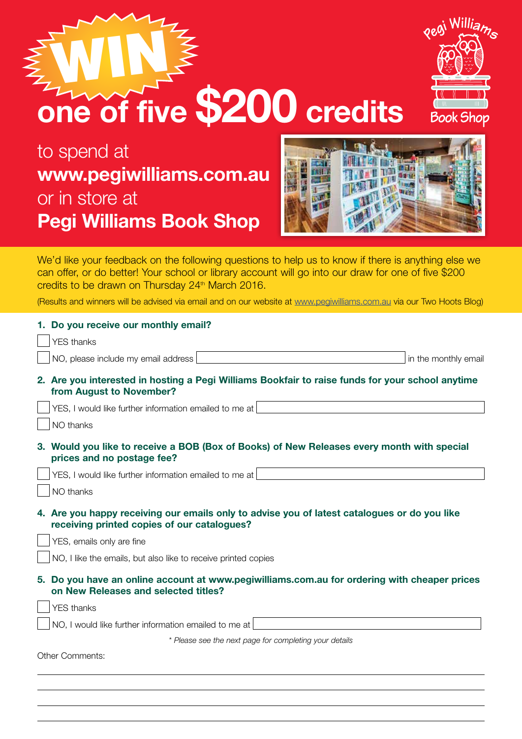# WIN one of five $200 credits

to spend at
**www.pegiwilliams.com.au**
or in store at
**Pegi Williams Book Shop**

Pegi Williams Book Shop

We'd like your feedback on the following questions to help us to know if there is anything else we can offer, or do better! Your school or library account will go into our draw for one of five $200 credits to be drawn on Thursday 24th March 2016.

(Results and winners will be advised via email and on our website at www.pegiwilliams.com.au via our Two Hoots Blog)

**1. Do you receive our monthly email?**

☐ YES thanks

☐ NO, please include my email address ______________________ in the monthly email

**2. Are you interested in hosting a Pegi Williams Bookfair to raise funds for your school anytime from August to November?**

☐ YES, I would like further information emailed to me at ______________________

☐ NO thanks

**3. Would you like to receive a BOB (Box of Books) of New Releases every month with special prices and no postage fee?**

☐ YES, I would like further information emailed to me at ______________________

☐ NO thanks

**4. Are you happy receiving our emails only to advise you of latest catalogues or do you like receiving printed copies of our catalogues?**

☐ YES, emails only are fine

☐ NO, I like the emails, but also like to receive printed copies

**5. Do you have an online account at www.pegiwilliams.com.au for ordering with cheaper prices on New Releases and selected titles?**

☐ YES thanks

☐ NO, I would like further information emailed to me at ______________________

*\* Please see the next page for completing your details*

Other Comments:

______________________________________________

______________________________________________

______________________________________________

______________________________________________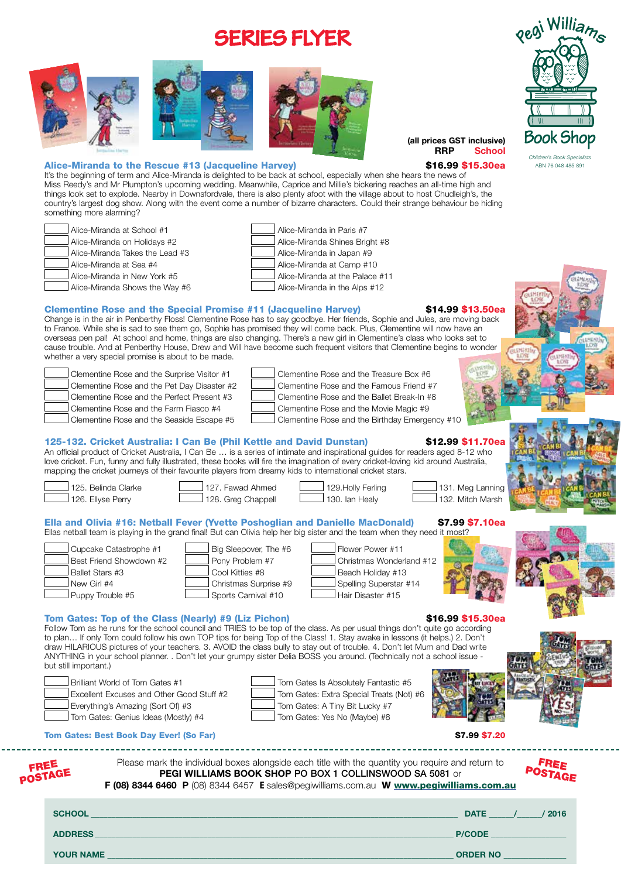# SERIES FLYER

Pegi Williams Book Shop

Children's Book Specialists

ABN 76 048 485 891

(all prices GST inclusive)

RRP School

## Alice-Miranda to the Rescue #13 (Jacqueline Harvey)

**$16.99 $15.30ea**

It's the beginning of term and Alice-Miranda is delighted to be back at school, especially when she hears the news of Miss Reedy's and Mr Plumpton's upcoming wedding. Meanwhile, Caprice and Millie's bickering reaches an all-time high and things look set to explode. Nearby in Downsfordvale, there is also plenty afoot with the village about to host Chudleigh's, the country's largest dog show. Along with the event come a number of bizarre characters. Could their strange behaviour be hiding something more alarming?

- [ ] Alice-Miranda at School #1
- [ ] Alice-Miranda on Holidays #2
- [ ] Alice-Miranda Takes the Lead #3
- [ ] Alice-Miranda at Sea #4
- [ ] Alice-Miranda in New York #5
- [ ] Alice-Miranda Shows the Way #6
- [ ] Alice-Miranda in Paris #7
- [ ] Alice-Miranda Shines Bright #8
- [ ] Alice-Miranda in Japan #9
- [ ] Alice-Miranda at Camp #10
- [ ] Alice-Miranda at the Palace #11
- [ ] Alice-Miranda in the Alps #12

## Clementine Rose and the Special Promise #11 (Jacqueline Harvey)

**$14.99 $13.50ea**

Change is in the air in Penberthy Floss! Clementine Rose has to say goodbye. Her friends, Sophie and Jules, are moving back to France. While she is sad to see them go, Sophie has promised they will come back. Plus, Clementine will now have an overseas pen pal! At school and home, things are also changing. There's a new girl in Clementine's class who looks set to cause trouble. And at Penberthy House, Drew and Will have become such frequent visitors that Clementine begins to wonder whether a very special promise is about to be made.

- [ ] Clementine Rose and the Surprise Visitor #1
- [ ] Clementine Rose and the Pet Day Disaster #2
- [ ] Clementine Rose and the Perfect Present #3
- [ ] Clementine Rose and the Farm Fiasco #4
- [ ] Clementine Rose and the Seaside Escape #5
- [ ] Clementine Rose and the Treasure Box #6
- [ ] Clementine Rose and the Famous Friend #7
- [ ] Clementine Rose and the Ballet Break-In #8
- [ ] Clementine Rose and the Movie Magic #9
- [ ] Clementine Rose and the Birthday Emergency #10

## 125-132. Cricket Australia: I Can Be (Phil Kettle and David Dunstan)

**$12.99 $11.70ea**

An official product of Cricket Australia, I Can Be … is a series of intimate and inspirational guides for readers aged 8-12 who love cricket. Fun, funny and fully illustrated, these books will fire the imagination of every cricket-loving kid around Australia, mapping the cricket journeys of their favourite players from dreamy kids to international cricket stars.

- [ ] 125. Belinda Clarke
- [ ] 126. Ellyse Perry
- [ ] 127. Fawad Ahmed
- [ ] 128. Greg Chappell
- [ ] 129.Holly Ferling
- [ ] 130. Ian Healy
- [ ] 131. Meg Lanning
- [ ] 132. Mitch Marsh

## Ella and Olivia #16: Netball Fever (Yvette Poshoglian and Danielle MacDonald)

**$7.99 $7.10ea**

Ellas netball team is playing in the grand final! But can Olivia help her big sister and the team when they need it most?

- [ ] Cupcake Catastrophe #1
- [ ] Best Friend Showdown #2
- [ ] Ballet Stars #3
- [ ] New Girl #4
- [ ] Puppy Trouble #5
- [ ] Big Sleepover, The #6
- [ ] Pony Problem #7
- [ ] Cool Kitties #8
- [ ] Christmas Surprise #9
- [ ] Sports Carnival #10
- [ ] Flower Power #11
- [ ] Christmas Wonderland #12
- [ ] Beach Holiday #13
- [ ] Spelling Superstar #14
- [ ] Hair Disaster #15

## Tom Gates: Top of the Class (Nearly) #9 (Liz Pichon)

**$16.99 $15.30ea**

Follow Tom as he runs for the school council and TRIES to be top of the class. As per usual things don't quite go according to plan… If only Tom could follow his own TOP tips for being Top of the Class! 1. Stay awake in lessons (it helps.) 2. Don't draw HILARIOUS pictures of your teachers. 3. AVOID the class bully to stay out of trouble. 4. Don't let Mum and Dad write ANYTHING in your school planner. . Don't let your grumpy sister Delia BOSS you around. (Technically not a school issue - but still important.)

- [ ] Brilliant World of Tom Gates #1
- [ ] Excellent Excuses and Other Good Stuff #2
- [ ] Everything's Amazing (Sort Of) #3
- [ ] Tom Gates: Genius Ideas (Mostly) #4
- [ ] Tom Gates Is Absolutely Fantastic #5
- [ ] Tom Gates: Extra Special Treats (Not) #6
- [ ] Tom Gates: A Tiny Bit Lucky #7
- [ ] Tom Gates: Yes No (Maybe) #8

## Tom Gates: Best Book Day Ever! (So Far)

**$7.99 $7.20**

---

**FREE POSTAGE**

Please mark the individual boxes alongside each title with the quantity you require and return to **PEGI WILLIAMS BOOK SHOP** PO BOX 1 COLLINSWOOD SA 5081 or
**F (08) 8344 6460 P** (08) 8344 6457 **E** sales@pegiwilliams.com.au **W www.pegiwilliams.com.au**

**FREE POSTAGE**

**SCHOOL** ______________________ **DATE** _____/_____/ 2016

**ADDRESS** ______________________ **P/CODE** __________

**YOUR NAME** ______________________ **ORDER NO** __________